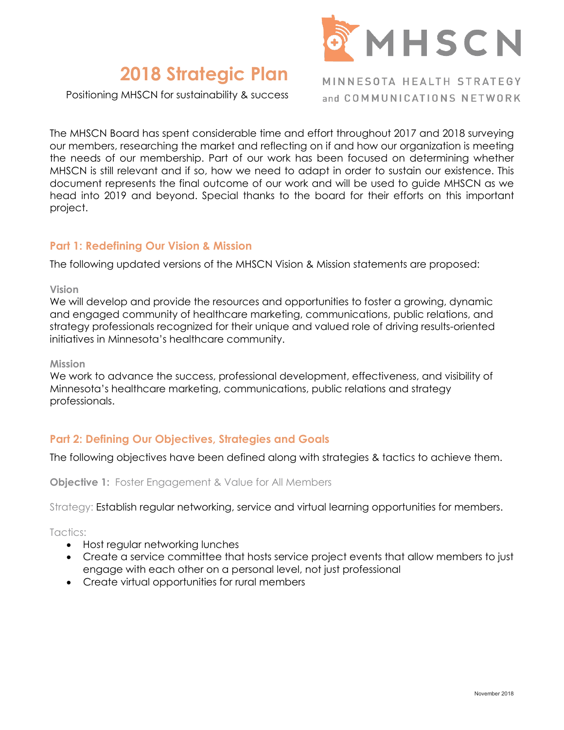# 2018 Strategic Plan

Positioning MHSCN for sustainability & success

MHSCN

MINNESOTA HEALTH STRATEGY and COMMUNICATIONS NETWORK

The MHSCN Board has spent considerable time and effort throughout 2017 and 2018 surveying our members, researching the market and reflecting on if and how our organization is meeting the needs of our membership. Part of our work has been focused on determining whether MHSCN is still relevant and if so, how we need to adapt in order to sustain our existence. This document represents the final outcome of our work and will be used to guide MHSCN as we head into 2019 and beyond. Special thanks to the board for their efforts on this important project.

## Part 1: Redefining Our Vision & Mission

The following updated versions of the MHSCN Vision & Mission statements are proposed:

### Vision

We will develop and provide the resources and opportunities to foster a growing, dynamic and engaged community of healthcare marketing, communications, public relations, and strategy professionals recognized for their unique and valued role of driving results-oriented initiatives in Minnesota's healthcare community.

### Mission

We work to advance the success, professional development, effectiveness, and visibility of Minnesota's healthcare marketing, communications, public relations and strategy professionals.

## Part 2: Defining Our Objectives, Strategies and Goals

The following objectives have been defined along with strategies & tactics to achieve them.

**Objective 1:** Foster Engagement & Value for All Members

Strategy: Establish regular networking, service and virtual learning opportunities for members.

Tactics:

- Host regular networking lunches
- Create a service committee that hosts service project events that allow members to just engage with each other on a personal level, not just professional
- Create virtual opportunities for rural members

November 2018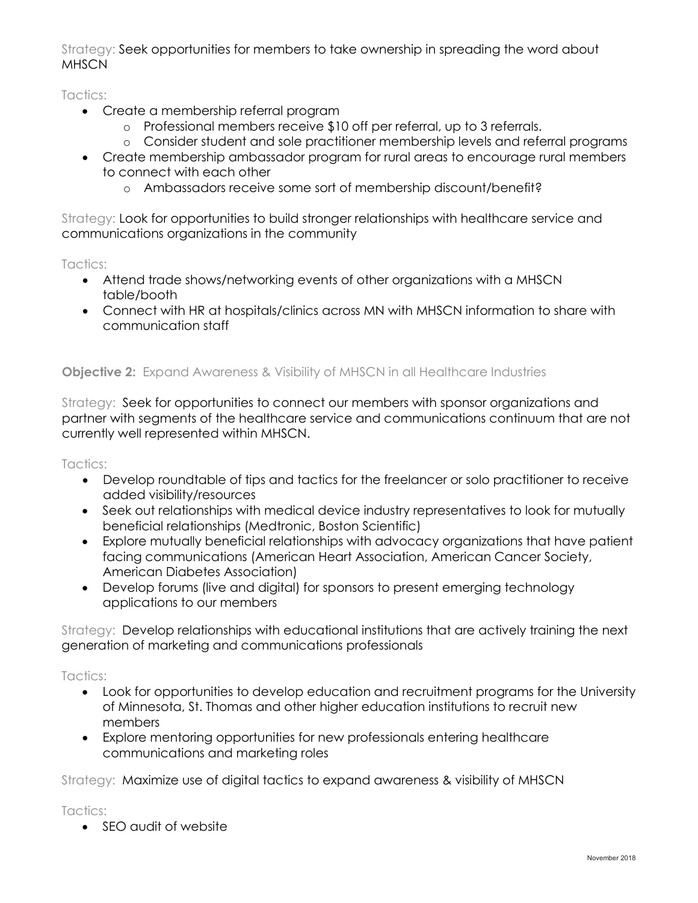Strategy: Seek opportunities for members to take ownership in spreading the word about MHSCN

Tactics:

- Create a membership referral program
  - Professional members receive $10 off per referral, up to 3 referrals.
  - Consider student and sole practitioner membership levels and referral programs
- Create membership ambassador program for rural areas to encourage rural members to connect with each other
  - Ambassadors receive some sort of membership discount/benefit?

Strategy: Look for opportunities to build stronger relationships with healthcare service and communications organizations in the community

Tactics:

- Attend trade shows/networking events of other organizations with a MHSCN table/booth
- Connect with HR at hospitals/clinics across MN with MHSCN information to share with communication staff

**Objective 2:** Expand Awareness & Visibility of MHSCN in all Healthcare Industries

Strategy: Seek for opportunities to connect our members with sponsor organizations and partner with segments of the healthcare service and communications continuum that are not currently well represented within MHSCN.

Tactics:

- Develop roundtable of tips and tactics for the freelancer or solo practitioner to receive added visibility/resources
- Seek out relationships with medical device industry representatives to look for mutually beneficial relationships (Medtronic, Boston Scientific)
- Explore mutually beneficial relationships with advocacy organizations that have patient facing communications (American Heart Association, American Cancer Society, American Diabetes Association)
- Develop forums (live and digital) for sponsors to present emerging technology applications to our members

Strategy: Develop relationships with educational institutions that are actively training the next generation of marketing and communications professionals

Tactics:

- Look for opportunities to develop education and recruitment programs for the University of Minnesota, St. Thomas and other higher education institutions to recruit new members
- Explore mentoring opportunities for new professionals entering healthcare communications and marketing roles

Strategy: Maximize use of digital tactics to expand awareness & visibility of MHSCN

Tactics:

- SEO audit of website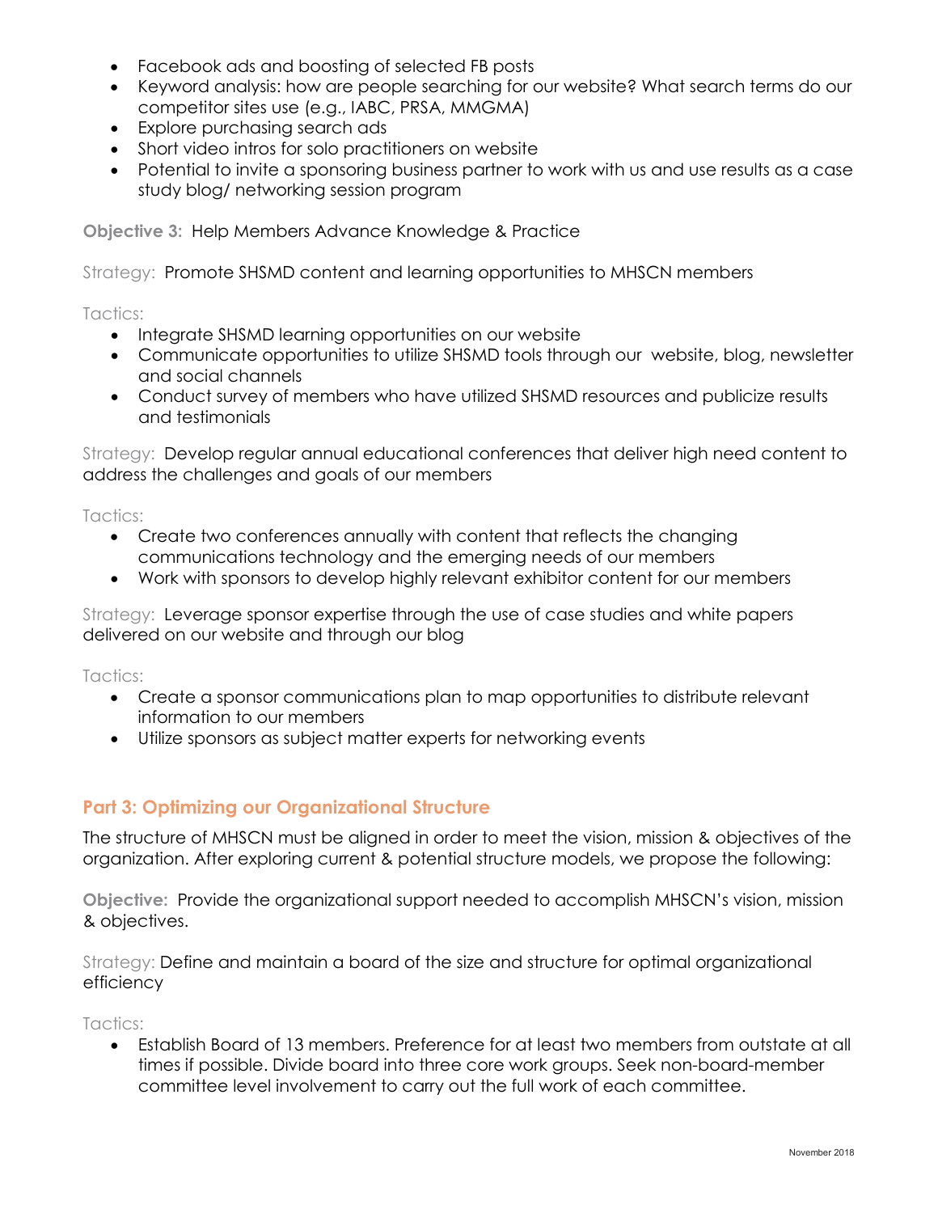- Facebook ads and boosting of selected FB posts
- Keyword analysis: how are people searching for our website? What search terms do our competitor sites use (e.g., IABC, PRSA, MMGMA)
- Explore purchasing search ads
- Short video intros for solo practitioners on website
- Potential to invite a sponsoring business partner to work with us and use results as a case study blog/ networking session program

**Objective 3:** Help Members Advance Knowledge & Practice

Strategy: Promote SHSMD content and learning opportunities to MHSCN members

Tactics:

- Integrate SHSMD learning opportunities on our website
- Communicate opportunities to utilize SHSMD tools through our website, blog, newsletter and social channels
- Conduct survey of members who have utilized SHSMD resources and publicize results and testimonials

Strategy: Develop regular annual educational conferences that deliver high need content to address the challenges and goals of our members

Tactics:

- Create two conferences annually with content that reflects the changing communications technology and the emerging needs of our members
- Work with sponsors to develop highly relevant exhibitor content for our members

Strategy: Leverage sponsor expertise through the use of case studies and white papers delivered on our website and through our blog

Tactics:

- Create a sponsor communications plan to map opportunities to distribute relevant information to our members
- Utilize sponsors as subject matter experts for networking events

## Part 3: Optimizing our Organizational Structure

The structure of MHSCN must be aligned in order to meet the vision, mission & objectives of the organization. After exploring current & potential structure models, we propose the following:

**Objective:** Provide the organizational support needed to accomplish MHSCN's vision, mission & objectives.

Strategy: Define and maintain a board of the size and structure for optimal organizational efficiency

Tactics:

- Establish Board of 13 members. Preference for at least two members from outstate at all times if possible. Divide board into three core work groups. Seek non-board-member committee level involvement to carry out the full work of each committee.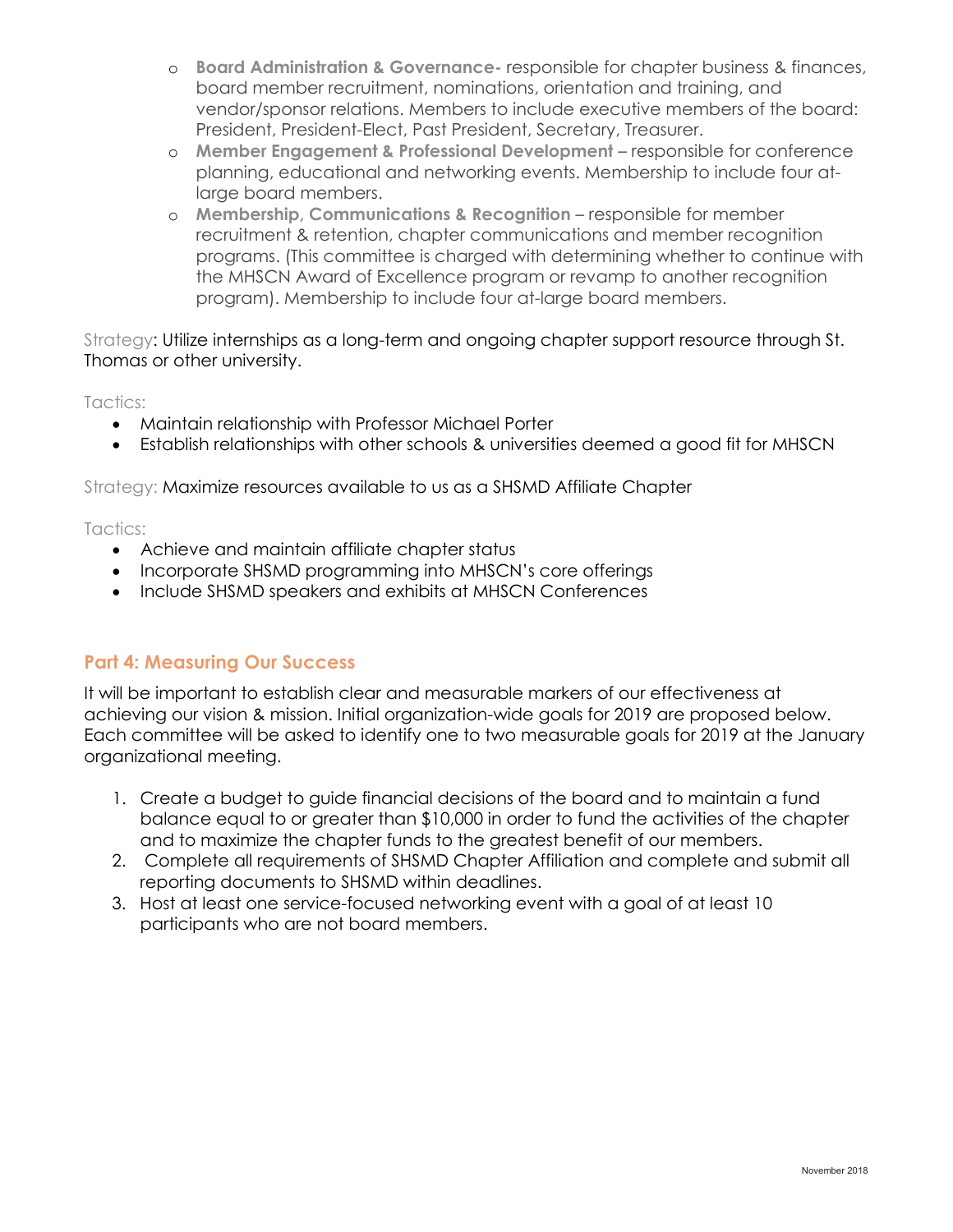- **Board Administration & Governance-** responsible for chapter business & finances, board member recruitment, nominations, orientation and training, and vendor/sponsor relations. Members to include executive members of the board: President, President-Elect, Past President, Secretary, Treasurer.
- **Member Engagement & Professional Development** – responsible for conference planning, educational and networking events. Membership to include four at-large board members.
- **Membership, Communications & Recognition** – responsible for member recruitment & retention, chapter communications and member recognition programs. (This committee is charged with determining whether to continue with the MHSCN Award of Excellence program or revamp to another recognition program). Membership to include four at-large board members.

Strategy: Utilize internships as a long-term and ongoing chapter support resource through St. Thomas or other university.

Tactics:

- Maintain relationship with Professor Michael Porter
- Establish relationships with other schools & universities deemed a good fit for MHSCN

Strategy: Maximize resources available to us as a SHSMD Affiliate Chapter

Tactics:

- Achieve and maintain affiliate chapter status
- Incorporate SHSMD programming into MHSCN's core offerings
- Include SHSMD speakers and exhibits at MHSCN Conferences

## Part 4: Measuring Our Success

It will be important to establish clear and measurable markers of our effectiveness at achieving our vision & mission. Initial organization-wide goals for 2019 are proposed below. Each committee will be asked to identify one to two measurable goals for 2019 at the January organizational meeting.

1. Create a budget to guide financial decisions of the board and to maintain a fund balance equal to or greater than $10,000 in order to fund the activities of the chapter and to maximize the chapter funds to the greatest benefit of our members.
2. Complete all requirements of SHSMD Chapter Affiliation and complete and submit all reporting documents to SHSMD within deadlines.
3. Host at least one service-focused networking event with a goal of at least 10 participants who are not board members.